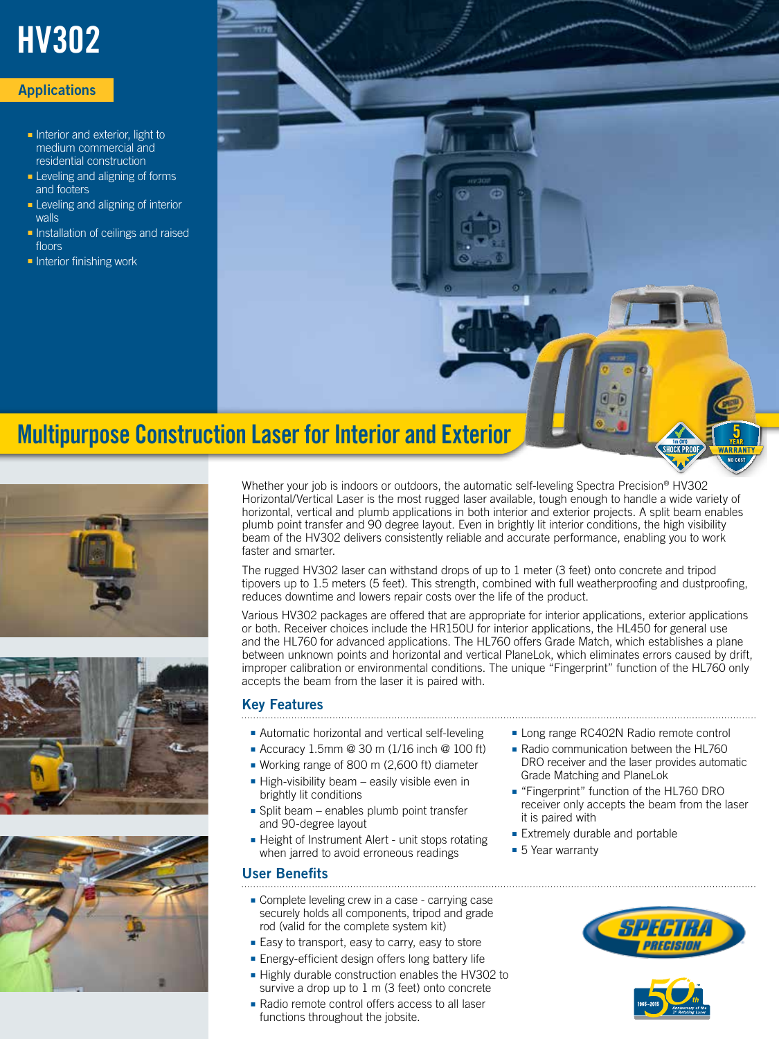# HV302

## Applications

- Interior and exterior, light to medium commercial and residential construction
- Leveling and aligning of forms and footers
- Leveling and aligning of interior walls
- Installation of ceilings and raised floors
- Interior finishing work

## Multipurpose Construction Laser for Interior and Exterior

Whether your job is indoors or outdoors, the automatic self-leveling Spectra Precision® HV302 Horizontal/Vertical Laser is the most rugged laser available, tough enough to handle a wide variety of horizontal, vertical and plumb applications in both interior and exterior projects. A split beam enables plumb point transfer and 90 degree layout. Even in brightly lit interior conditions, the high visibility beam of the HV302 delivers consistently reliable and accurate performance, enabling you to work faster and smarter.

The rugged HV302 laser can withstand drops of up to 1 meter (3 feet) onto concrete and tripod tipovers up to 1.5 meters (5 feet). This strength, combined with full weatherproofing and dustproofing, reduces downtime and lowers repair costs over the life of the product.

Various HV302 packages are offered that are appropriate for interior applications, exterior applications or both. Receiver choices include the HR150U for interior applications, the HL450 for general use and the HL760 for advanced applications. The HL760 offers Grade Match, which establishes a plane between unknown points and horizontal and vertical PlaneLok, which eliminates errors caused by drift, improper calibration or environmental conditions. The unique "Fingerprint" function of the HL760 only accepts the beam from the laser it is paired with.

### Key Features

- Automatic horizontal and vertical self-leveling
- Accuracy 1.5mm @ 30 m (1/16 inch @ 100 ft)
- Working range of 800 m (2,600 ft) diameter
- High-visibility beam – easily visible even in brightly lit conditions
- Split beam – enables plumb point transfer and 90-degree layout
- Height of Instrument Alert - unit stops rotating when jarred to avoid erroneous readings
- Long range RC402N Radio remote control
- Radio communication between the HL760 DRO receiver and the laser provides automatic Grade Matching and PlaneLok
- "Fingerprint" function of the HL760 DRO receiver only accepts the beam from the laser it is paired with
- Extremely durable and portable
- 5 Year warranty

### User Benefits

- Complete leveling crew in a case - carrying case securely holds all components, tripod and grade rod (valid for the complete system kit)
- Easy to transport, easy to carry, easy to store
- Energy-efficient design offers long battery life
- Highly durable construction enables the HV302 to survive a drop up to 1 m (3 feet) onto concrete
- Radio remote control offers access to all laser functions throughout the jobsite.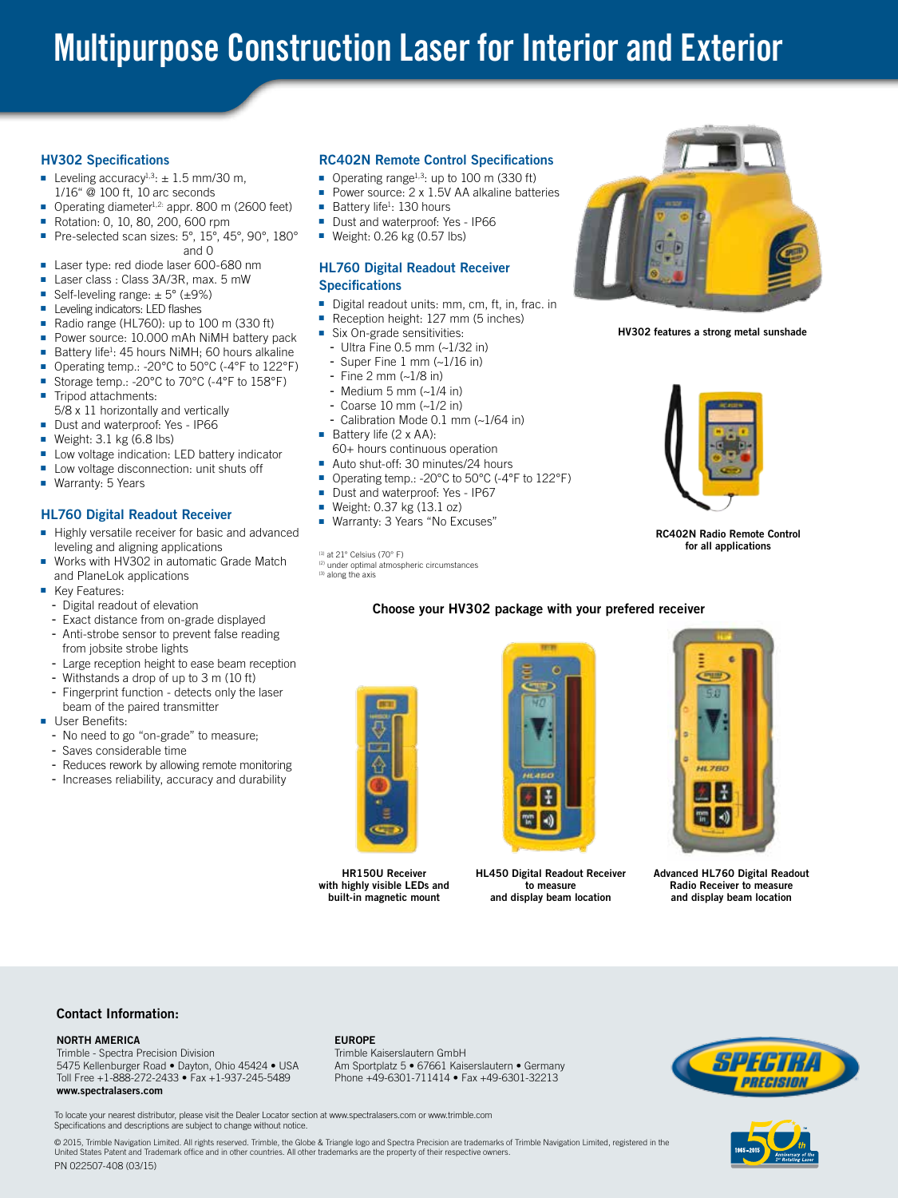# Multipurpose Construction Laser for Interior and Exterior

## HV302 Specifications

- Leveling accuracy[1,3]: ± 1.5 mm/30 m, 1/16" @ 100 ft, 10 arc seconds
- Operating diameter[1,2]: appr. 800 m (2600 feet)
- Rotation: 0, 10, 80, 200, 600 rpm
- Pre-selected scan sizes: 5°, 15°, 45°, 90°, 180° and 0
- Laser type: red diode laser 600-680 nm
- Laser class : Class 3A/3R, max. 5 mW
- Self-leveling range: ± 5° (±9%)
- Leveling indicators: LED flashes
- Radio range (HL760): up to 100 m (330 ft)
- Power source: 10.000 mAh NiMH battery pack
- Battery life[1]: 45 hours NiMH; 60 hours alkaline
- Operating temp.: -20°C to 50°C (-4°F to 122°F)
- Storage temp.: -20°C to 70°C (-4°F to 158°F)
- Tripod attachments: 5/8 x 11 horizontally and vertically
- Dust and waterproof: Yes - IP66
- Weight: 3.1 kg (6.8 lbs)
- Low voltage indication: LED battery indicator
- Low voltage disconnection: unit shuts off
- Warranty: 5 Years

## HL760 Digital Readout Receiver

- Highly versatile receiver for basic and advanced leveling and aligning applications
- Works with HV302 in automatic Grade Match and PlaneLok applications
- Key Features:
  - Digital readout of elevation
  - Exact distance from on-grade displayed
  - Anti-strobe sensor to prevent false reading from jobsite strobe lights
  - Large reception height to ease beam reception
  - Withstands a drop of up to 3 m (10 ft)
  - Fingerprint function - detects only the laser beam of the paired transmitter
- User Benefits:
  - No need to go "on-grade" to measure;
  - Saves considerable time
  - Reduces rework by allowing remote monitoring
  - Increases reliability, accuracy and durability

## RC402N Remote Control Specifications

- Operating range[1,3]: up to 100 m (330 ft)
- Power source: 2 x 1.5V AA alkaline batteries
- Battery life[1]: 130 hours
- Dust and waterproof: Yes - IP66
- Weight: 0.26 kg (0.57 lbs)

## HL760 Digital Readout Receiver Specifications

- Digital readout units: mm, cm, ft, in, frac. in
- Reception height: 127 mm (5 inches)
- Six On-grade sensitivities:
  - Ultra Fine 0.5 mm (~1/32 in)
  - Super Fine 1 mm (~1/16 in)
  - Fine 2 mm (~1/8 in)
  - Medium 5 mm (~1/4 in)
  - Coarse 10 mm (~1/2 in)
  - Calibration Mode 0.1 mm (~1/64 in)
- Battery life (2 x AA): 60+ hours continuous operation
- Auto shut-off: 30 minutes/24 hours
- Operating temp.: -20°C to 50°C (-4°F to 122°F)
- Dust and waterproof: Yes - IP67
- Weight: 0.37 kg (13.1 oz)
- Warranty: 3 Years "No Excuses"

[1] at 21° Celsius (70° F)
[2] under optimal atmospheric circumstances
[3] along the axis

HV302 features a strong metal sunshade

RC402N Radio Remote Control for all applications

**Choose your HV302 package with your prefered receiver**

HR150U Receiver with highly visible LEDs and built-in magnetic mount

HL450 Digital Readout Receiver to measure and display beam location

Advanced HL760 Digital Readout Radio Receiver to measure and display beam location

### Contact Information:

**NORTH AMERICA**
Trimble - Spectra Precision Division
5475 Kellenburger Road • Dayton, Ohio 45424 • USA
Toll Free +1-888-272-2433 • Fax +1-937-245-5489
**www.spectralasers.com**

**EUROPE**
Trimble Kaiserslautern GmbH
Am Sportplatz 5 • 67661 Kaiserslautern • Germany
Phone +49-6301-711414 • Fax +49-6301-32213

To locate your nearest distributor, please visit the Dealer Locator section at www.spectralasers.com or www.trimble.com
Specifications and descriptions are subject to change without notice.

© 2015, Trimble Navigation Limited. All rights reserved. Trimble, the Globe & Triangle logo and Spectra Precision are trademarks of Trimble Navigation Limited, registered in the United States Patent and Trademark office and in other countries. All other trademarks are the property of their respective owners.
PN 022507-408 (03/15)